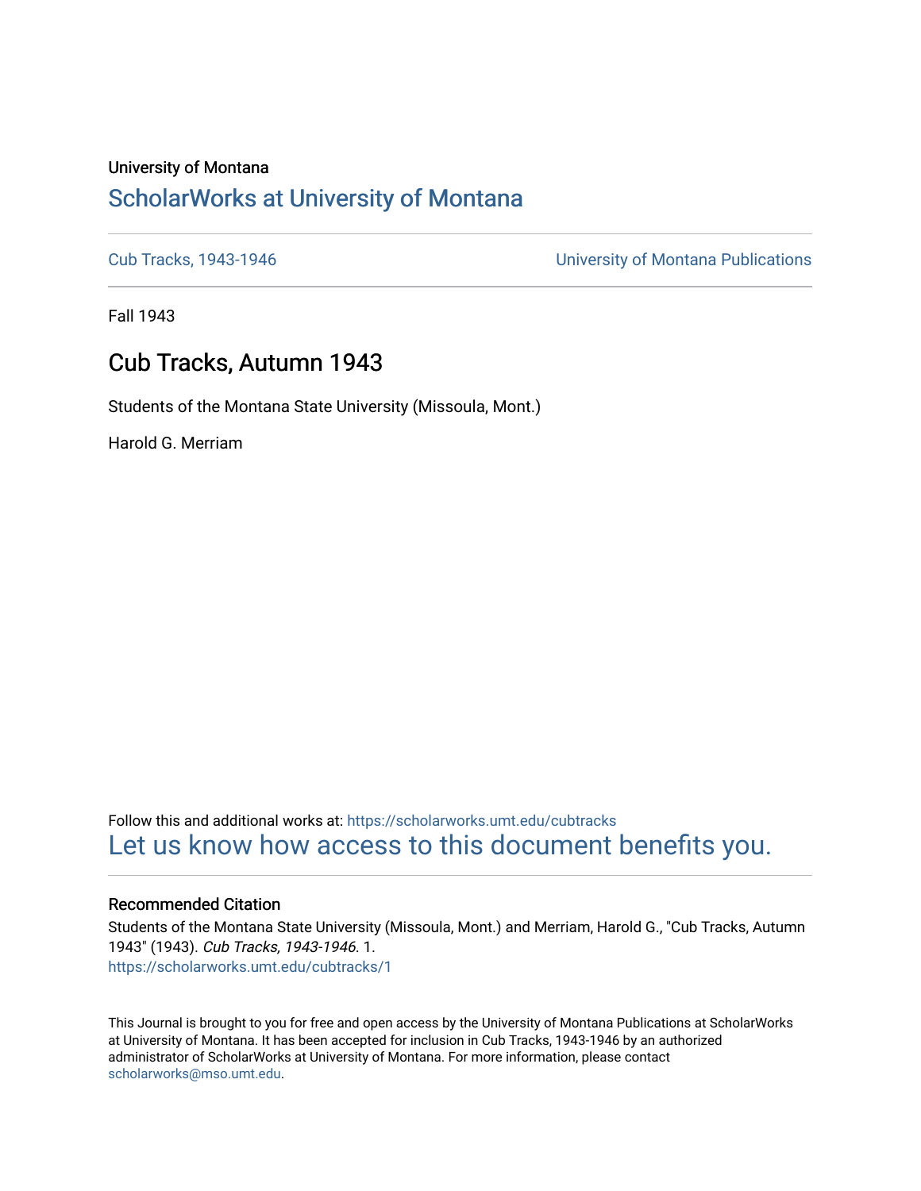University of Montana

# ScholarWorks at University of Montana

Cub Tracks, 1943-1946 | University of Montana Publications

Fall 1943

## Cub Tracks, Autumn 1943

Students of the Montana State University (Missoula, Mont.)

Harold G. Merriam

Follow this and additional works at: https://scholarworks.umt.edu/cubtracks

Let us know how access to this document benefits you.

### Recommended Citation

Students of the Montana State University (Missoula, Mont.) and Merriam, Harold G., "Cub Tracks, Autumn 1943" (1943). *Cub Tracks, 1943-1946*. 1.
https://scholarworks.umt.edu/cubtracks/1

This Journal is brought to you for free and open access by the University of Montana Publications at ScholarWorks at University of Montana. It has been accepted for inclusion in Cub Tracks, 1943-1946 by an authorized administrator of ScholarWorks at University of Montana. For more information, please contact scholarworks@mso.umt.edu.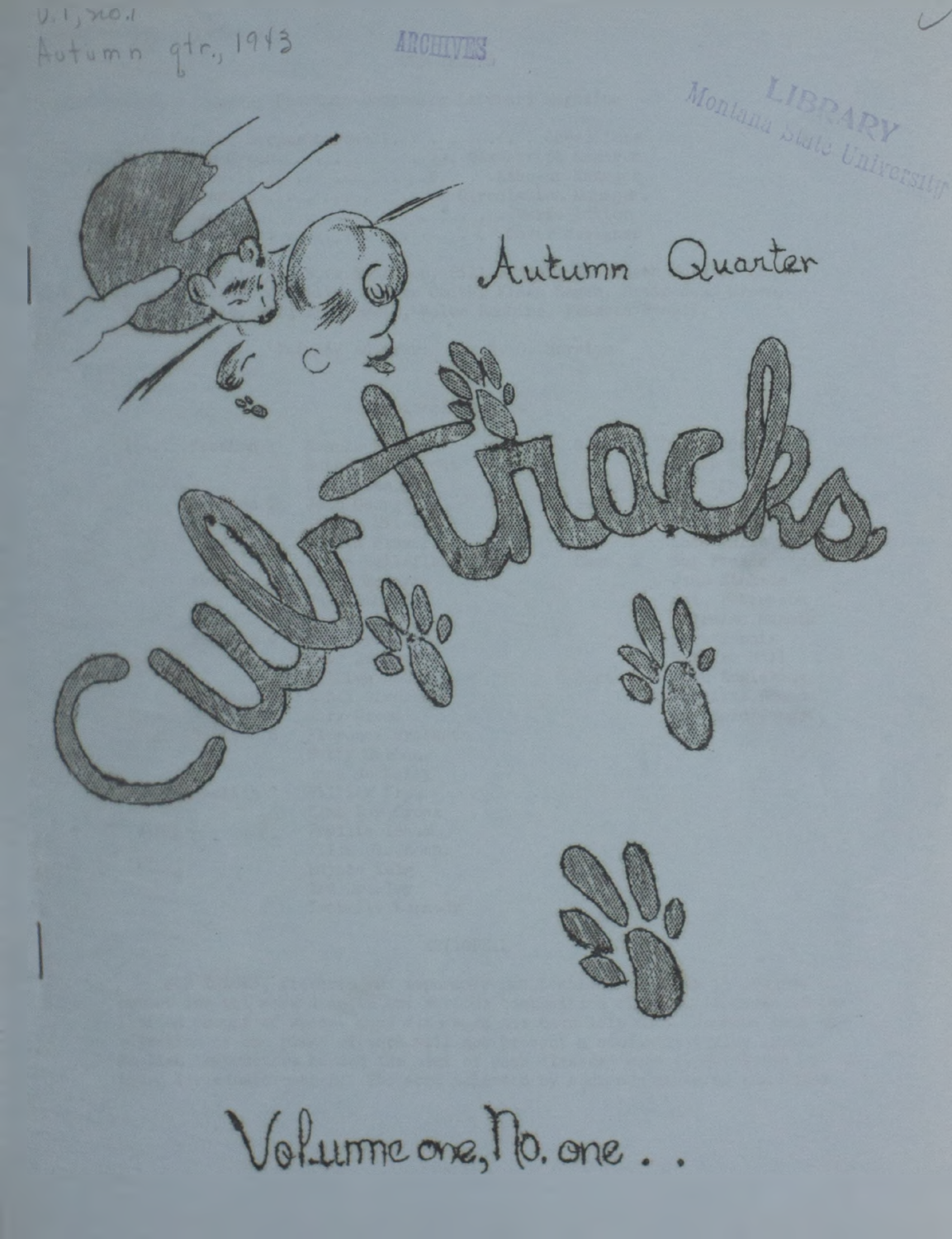v.1, no.1
Autumn qtr., 1943

ARCHIVES

LIBRARY
Montana State University

Autumn Quarter

# Cub tracks

Volume one, No. one . .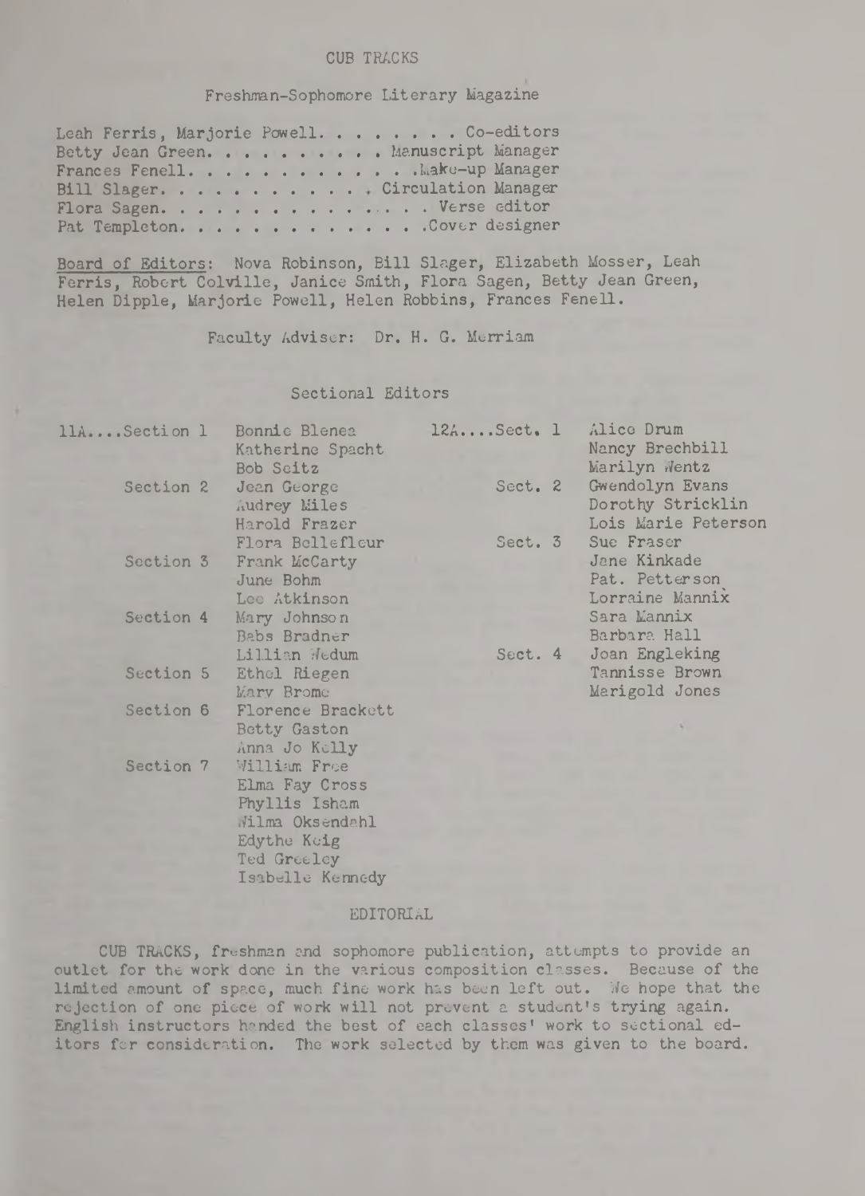# CUB TRACKS

## Freshman-Sophomore Literary Magazine

Leah Ferris, Marjorie Powell. . . . . . . . Co-editors
Betty Jean Green. . . . . . . . . . . Manuscript Manager
Frances Fenell. . . . . . . . . . . . .Make-up Manager
Bill Slager. . . . . . . . . . . . Circulation Manager
Flora Sagen. . . . . . . . . . . . . . . Verse editor
Pat Templeton. . . . . . . . . . . . . .Cover designer

<u>Board of Editors</u>: Nova Robinson, Bill Slager, Elizabeth Mosser, Leah Ferris, Robert Colville, Janice Smith, Flora Sagen, Betty Jean Green, Helen Dipple, Marjorie Powell, Helen Robbins, Frances Fenell.

Faculty Adviser: Dr. H. G. Merriam

### Sectional Editors

11A....Section 1: Bonnie Blenea, Katherine Spacht, Bob Seitz
Section 2: Jean George, Audrey Miles, Harold Frazer, Flora Bellefleur
Section 3: Frank McCarty, June Bohm, Lee Atkinson
Section 4: Mary Johnson, Babs Bradner, Lillian Wedum
Section 5: Ethel Riegen, Mary Brome
Section 6: Florence Brackett, Betty Gaston, Anna Jo Kelly
Section 7: William Free, Elma Fay Cross, Phyllis Isham, Wilma Oksendahl, Edythe Keig, Ted Greeley, Isabelle Kennedy

12A....Sect. 1: Alice Drum, Nancy Brechbill, Marilyn Wentz
Sect. 2: Gwendolyn Evans, Dorothy Stricklin, Lois Marie Peterson
Sect. 3: Sue Fraser, Jane Kinkade, Pat. Petterson, Lorraine Mannix, Sara Mannix, Barbara Hall
Sect. 4: Joan Engleking, Tannisse Brown, Marigold Jones

### EDITORIAL

CUB TRACKS, freshman and sophomore publication, attempts to provide an outlet for the work done in the various composition classes. Because of the limited amount of space, much fine work has been left out. We hope that the rejection of one piece of work will not prevent a student's trying again. English instructors handed the best of each classes' work to sectional editors for consideration. The work selected by them was given to the board.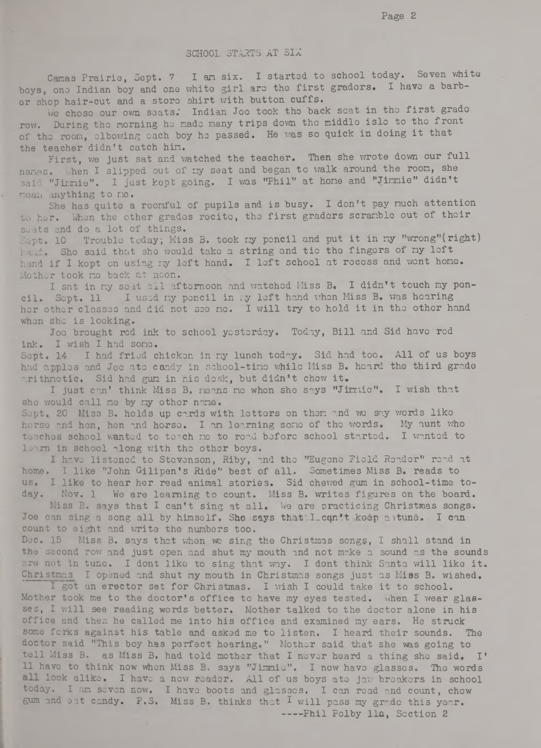## SCHOOL STARTS AT SIX

Camas Prairie, Sept. 7 I am six. I started to school today. Seven white boys, one Indian boy and one white girl are the first graders. I have a barber shop hair-cut and a store shirt with button cuffs.

We chose our own seats. Indian Joe took the back seat in the first grade row. During the morning he made many trips down the middle isle to the front of the room, elbowing each boy he passed. He was so quick in doing it that the teacher didn't catch him.

First, we just sat and watched the teacher. Then she wrote down our full names. When I slipped out of my seat and began to walk around the room, she said "Jimmie". I just kept going. I was "Phil" at home and "Jimmie" didn't mean anything to me.

She has quite a roomful of pupils and is busy. I don't pay much attention to her. When the other grades recite, the first graders scramble out of their seats and do a lot of things.

Sept. 10 Trouble today; Miss B. took my pencil and put it in my "wrong"(right) hand. She said that she would take a string and tie the fingers of my left hand if I kept on using my left hand. I left school at recess and went home. Mother took me back at noon.

I sat in my seat all afternoon and watched Miss B. I didn't touch my pencil. Sept. 11 I used my pencil in my left hand when Miss B. was hearing her other classes and did not see me. I will try to hold it in the other hand when she is looking.

Joe brought red ink to school yesterday. Today, Bill and Sid have red ink. I wish I had some.

Sept. 14 I had fried chicken in my lunch today. Sid had too. All of us boys had apples and Joe ate candy in school-time while Miss B. heard the third grade arithmetic. Sid had gum in his desk, but didn't chew it.

I just can' think Miss B. means me when she says "Jimmie". I wish that she would call me by my other name.

Sept. 20 Miss B. holds up cards with letters on them and we say words like horse and hen, hen and horse. I am learning some of the words. My aunt who teaches school wanted to teach me to read before school started. I wanted to learn in school along with the other boys.

I have listened to Stevenson, Riby, and the "Eugene Field Reader" read at home. I like "John Gilipen's Ride" best of all. Sometimes Miss B. reads to us. I like to hear her read animal stories. Sid chewed gum in school-time today. Nov. 1 We are learning to count. Miss B. writes figures on the board.

Miss B. says that I can't sing at all. We are practicing Christmas songs. Joe can sing a song all by himself. She says that I can't keep a tune. I can count to eight and write the numbers too.

Dec. 15 Miss B. says that when we sing the Christmas songs, I shall stand in the second row and just open and shut my mouth and not make a sound as the sounds are not in tune. I dont like to sing that way. I dont think Santa will like it. Christmas I opened and shut my mouth in Christmas songs just as Miss B. wished.

I got an erector set for Christmas. I wish I could take it to school. Mother took me to the doctor's office to have my eyes tested. When I wear glasses, I will see reading words better. Mother talked to the doctor alone in his office and then he called me into his office and examined my ears. He struck some forks against his table and asked me to listen. I heard their sounds. The doctor said "This boy has perfect hearing." Mother said that she was going to tell Miss B. as Miss B. had told mother that I never heard a thing she said. I'll have to think now when Miss B. says "Jimmie". I now have glasses. The words all look alike. I have a new reader. All of us boys ate jaw breakers in school today. I am seven now. I have boots and glasses. I can read and count, chew gum and eat candy. P.S. Miss B. thinks that I will pass my grade this year.

----Phil Polby 11a, Section 2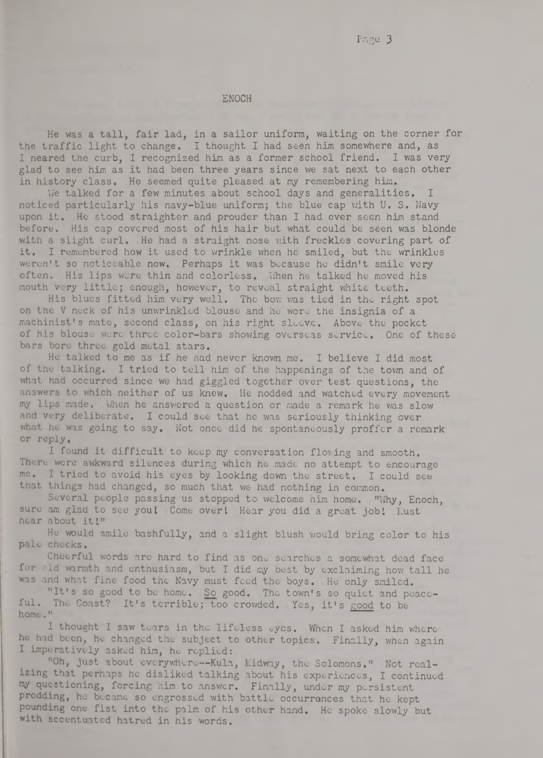# ENOCH

He was a tall, fair lad, in a sailor uniform, waiting on the corner for the traffic light to change. I thought I had seen him somewhere and, as I neared the curb, I recognized him as a former school friend. I was very glad to see him as it had been three years since we sat next to each other in history class. He seemed quite pleased at my remembering him.

We talked for a few minutes about school days and generalities. I noticed particularly his navy-blue uniform; the blue cap with U. S. Navy upon it. He stood straighter and prouder than I had ever seen him stand before. His cap covered most of his hair but what could be seen was blonde with a slight curl. He had a straight nose with freckles covering part of it. I remembered how it used to wrinkle when he smiled, but the wrinkles weren't so noticeable now. Perhaps it was because he didn't smile very often. His lips were thin and colorless. When he talked he moved his mouth very little; enough, however, to reveal straight white teeth.

His blues fitted him very well. The bow was tied in the right spot on the V neck of his unwrinkled blouse and he wore the insignia of a machinist's mate, second class, on his right sleeve. Above the pocket of his blouse were three color-bars showing overseas service. One of these bars bore three gold metal stars.

He talked to me as if he had never known me. I believe I did most of the talking. I tried to tell him of the happenings of the town and of what had occurred since we had giggled together over test questions, the answers to which neither of us knew. He nodded and watched every movement my lips made. When he answered a question or made a remark he was slow and very deliberate. I could see that he was seriously thinking over what he was going to say. Not once did he spontaneously proffer a remark or reply.

I found it difficult to keep my conversation flowing and smooth. There were awkward silences during which he made no attempt to encourage me. I tried to avoid his eyes by looking down the street. I could see that things had changed, so much that we had nothing in common.

Several people passing us stopped to welcome him home. "Why, Enoch, sure am glad to see you! Come over! Hear you did a great job! Must hear about it!"

He would smile bashfully, and a slight blush would bring color to his pale cheeks.

Cheerful words are hard to find as one searches a somewhat dead face for old warmth and enthusiasm, but I did my best by exclaiming how tall he was and what fine food the Navy must feed the boys. He only smiled.

"It's so good to be home. So good. The town's so quiet and peaceful. The Coast? It's terrible; too crowded. Yes, it's good to be home."

I thought I saw tears in the lifeless eyes. When I asked him where he had been, he changed the subject to other topics. Finally, when again I imperatively asked him, he replied:

"Oh, just about everywhere--Kula, Midway, the Solomons." Not realizing that perhaps he disliked talking about his experiences, I continued my questioning, forcing him to answer. Finally, under my persistent prodding, he became so engrossed with battle occurrences that he kept pounding one fist into the palm of his other hand. He spoke slowly but with accentuated hatred in his words.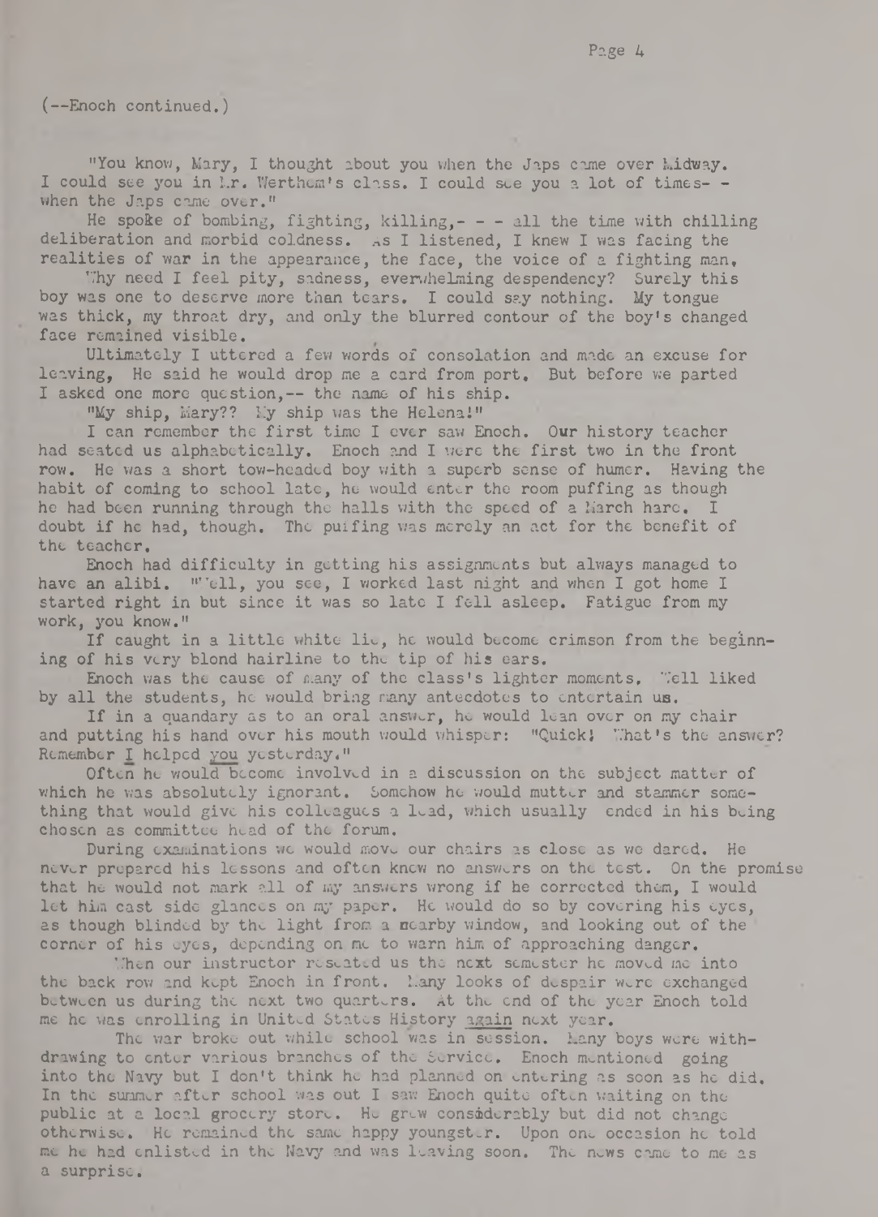(--Enoch continued.)

"You know, Mary, I thought about you when the Japs came over Midway. I could see you in Mr. Werthem's class. I could see you a lot of times- - when the Japs came over."

He spoke of bombing, fighting, killing,- - - all the time with chilling deliberation and morbid coldness. As I listened, I knew I was facing the realities of war in the appearance, the face, the voice of a fighting man.

Why need I feel pity, sadness, overwhelming dependency? Surely this boy was one to deserve more than tears. I could say nothing. My tongue was thick, my throat dry, and only the blurred contour of the boy's changed face remained visible.

Ultimately I uttered a few words of consolation and made an excuse for leaving. He said he would drop me a card from port. But before we parted I asked one more question,-- the name of his ship.

"My ship, Mary?? My ship was the Helena!"

I can remember the first time I ever saw Enoch. Our history teacher had seated us alphabetically. Enoch and I were the first two in the front row. He was a short tow-headed boy with a superb sense of humor. Having the habit of coming to school late, he would enter the room puffing as though he had been running through the halls with the speed of a March hare. I doubt if he had, though. The puffing was merely an act for the benefit of the teacher.

Enoch had difficulty in getting his assignments but always managed to have an alibi. "Well, you see, I worked last night and when I got home I started right in but since it was so late I fell asleep. Fatigue from my work, you know."

If caught in a little white lie, he would become crimson from the beginning of his very blond hairline to the tip of his ears.

Enoch was the cause of many of the class's lighter moments. Well liked by all the students, he would bring many antecdotes to entertain us.

If in a quandary as to an oral answer, he would lean over on my chair and putting his hand over his mouth would whisper: "Quick! What's the answer? Remember I helped you yesterday."

Often he would become involved in a discussion on the subject matter of which he was absolutely ignorant. Somehow he would mutter and stammer something that would give his colleagues a lead, which usually ended in his being chosen as committee head of the forum.

During examinations we would move our chairs as close as we dared. He never prepared his lessons and often knew no answers on the test. On the promise that he would not mark all of my answers wrong if he corrected them, I would let him cast side glances on my paper. He would do so by covering his eyes, as though blinded by the light from a nearby window, and looking out of the corner of his eyes, depending on me to warn him of approaching danger.

When our instructor reseated us the next semester he moved me into the back row and kept Enoch in front. Many looks of despair were exchanged between us during the next two quarters. At the end of the year Enoch told me he was enrolling in United States History again next year.

The war broke out while school was in session. Many boys were withdrawing to enter various branches of the Service. Enoch mentioned going into the Navy but I don't think he had planned on entering as soon as he did. In the summer after school was out I saw Enoch quite often waiting on the public at a local grocery store. He grew considerably but did not change otherwise. He remained the same happy youngster. Upon one occasion he told me he had enlisted in the Navy and was leaving soon. The news came to me as a surprise.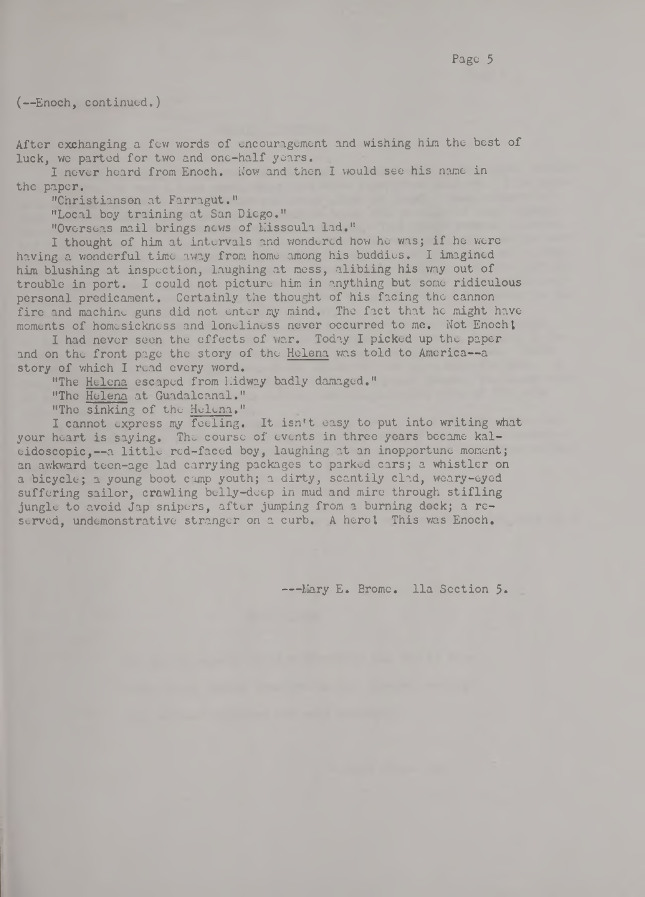(--Enoch, continued.)

After exchanging a few words of encouragement and wishing him the best of luck, we parted for two and one-half years.

I never heard from Enoch. Now and then I would see his name in the paper.

"Christianson at Farragut."

"Local boy training at San Diego."

"Overseas mail brings news of Missoula lad."

I thought of him at intervals and wondered how he was; if he were having a wonderful time away from home among his buddies. I imagined him blushing at inspection, laughing at mess, alibiing his way out of trouble in port. I could not picture him in anything but some ridiculous personal predicament. Certainly the thought of his facing the cannon fire and machine guns did not enter my mind. The fact that he might have moments of homesickness and loneliness never occurred to me. Not Enoch!

I had never seen the effects of war. Today I picked up the paper and on the front page the story of the <u>Helena</u> was told to America--a story of which I read every word.

"The <u>Helena</u> escaped from Midway badly damaged."

"The <u>Helena</u> at Guadalcanal."

"The sinking of the <u>Helena</u>."

I cannot express my feeling. It isn't easy to put into writing what your heart is saying. The course of events in three years became kaleidoscopic,--a little red-faced boy, laughing at an inopportune moment; an awkward teen-age lad carrying packages to parked cars; a whistler on a bicycle; a young boot camp youth; a dirty, scantily clad, weary-eyed suffering sailor, crawling belly-deep in mud and mire through stifling jungle to avoid Jap snipers, after jumping from a burning deck; a reserved, undemonstrative stranger on a curb. A hero! This was Enoch.

---Mary E. Brome. 11a Section 5.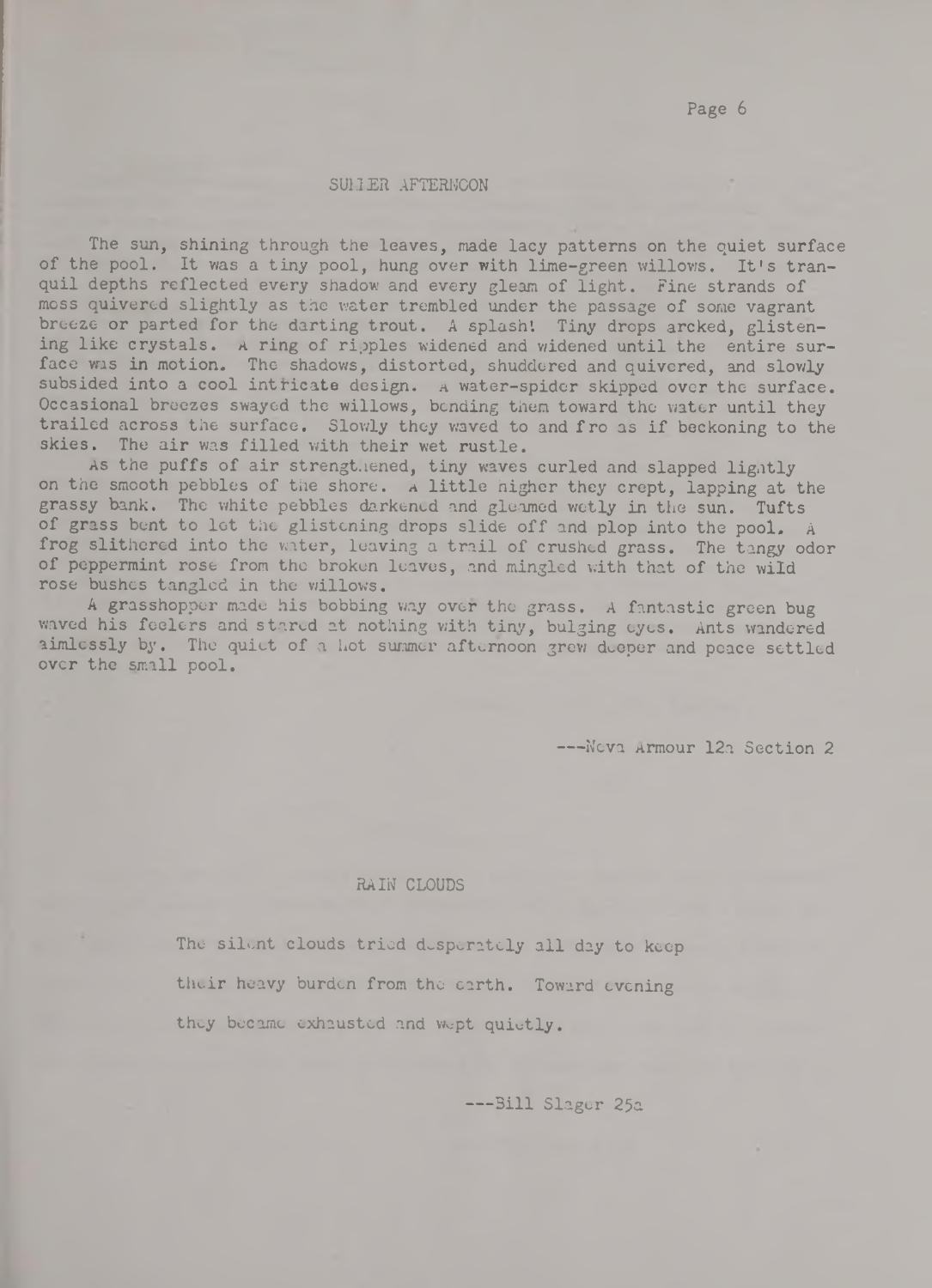## SUMMER AFTERNOON

The sun, shining through the leaves, made lacy patterns on the quiet surface of the pool. It was a tiny pool, hung over with lime-green willows. It's tranquil depths reflected every shadow and every gleam of light. Fine strands of moss quivered slightly as the water trembled under the passage of some vagrant breeze or parted for the darting trout. A splash! Tiny drops arcked, glistening like crystals. A ring of ripples widened and widened until the entire surface was in motion. The shadows, distorted, shuddered and quivered, and slowly subsided into a cool intricate design. A water-spider skipped over the surface. Occasional breezes swayed the willows, bending them toward the water until they trailed across the surface. Slowly they waved to and fro as if beckoning to the skies. The air was filled with their wet rustle.

As the puffs of air strengthened, tiny waves curled and slapped lightly on the smooth pebbles of the shore. A little higher they crept, lapping at the grassy bank. The white pebbles darkened and gleamed wetly in the sun. Tufts of grass bent to let the glistening drops slide off and plop into the pool. A frog slithered into the water, leaving a trail of crushed grass. The tangy odor of peppermint rose from the broken leaves, and mingled with that of the wild rose bushes tangled in the willows.

A grasshopper made his bobbing way over the grass. A fantastic green bug waved his feelers and stared at nothing with tiny, bulging eyes. Ants wandered aimlessly by. The quiet of a hot summer afternoon grew deeper and peace settled over the small pool.

---Neva Armour 12a Section 2

## RAIN CLOUDS

The silent clouds tried desperately all day to keep their heavy burden from the earth. Toward evening they became exhausted and wept quietly.

---Bill Slager 25a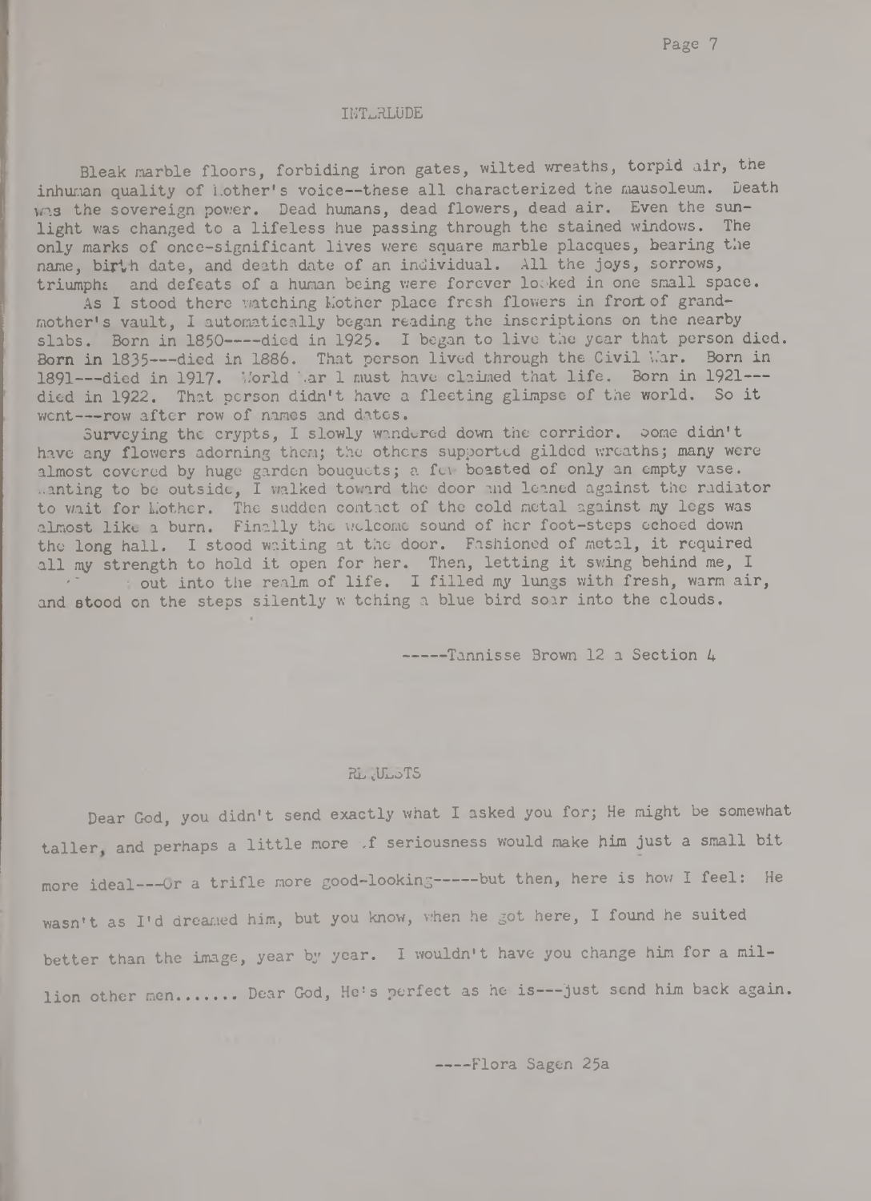### INTERLUDE

Bleak marble floors, forbiding iron gates, wilted wreaths, torpid air, the inhuman quality of Mother's voice--these all characterized the mausoleum. Death was the sovereign power. Dead humans, dead flowers, dead air. Even the sunlight was changed to a lifeless hue passing through the stained windows. The only marks of once-significant lives were square marble placques, bearing the name, birth date, and death date of an individual. All the joys, sorrows, triumphs and defeats of a human being were forever locked in one small space.

As I stood there watching Mother place fresh flowers in front of grandmother's vault, I automatically began reading the inscriptions on the nearby slabs. Born in 1850----died in 1925. I began to live the year that person died. Born in 1835---died in 1886. That person lived through the Civil War. Born in 1891---died in 1917. World War 1 must have claimed that life. Born in 1921---died in 1922. That person didn't have a fleeting glimpse of the world. So it went---row after row of names and dates.

Surveying the crypts, I slowly wandered down the corridor. Some didn't have any flowers adorning them; the others supported gilded wreaths; many were almost covered by huge garden bouquets; a few boasted of only an empty vase. Wanting to be outside, I walked toward the door and leaned against the radiator to wait for Mother. The sudden contact of the cold metal against my legs was almost like a burn. Finally the welcome sound of her foot-steps echoed down the long hall. I stood waiting at the door. Fashioned of metal, it required all my strength to hold it open for her. Then, letting it swing behind me, I stepped out into the realm of life. I filled my lungs with fresh, warm air, and stood on the steps silently watching a blue bird soar into the clouds.

-----Tannisse Brown 12 a Section 4

### REQUESTS

Dear God, you didn't send exactly what I asked you for; He might be somewhat taller, and perhaps a little more of seriousness would make him just a small bit more ideal---Or a trifle more good-looking-----but then, here is how I feel: He wasn't as I'd dreamed him, but you know, when he got here, I found he suited better than the image, year by year. I wouldn't have you change him for a million other men....... Dear God, He's perfect as he is---just send him back again.

----Flora Sagen 25a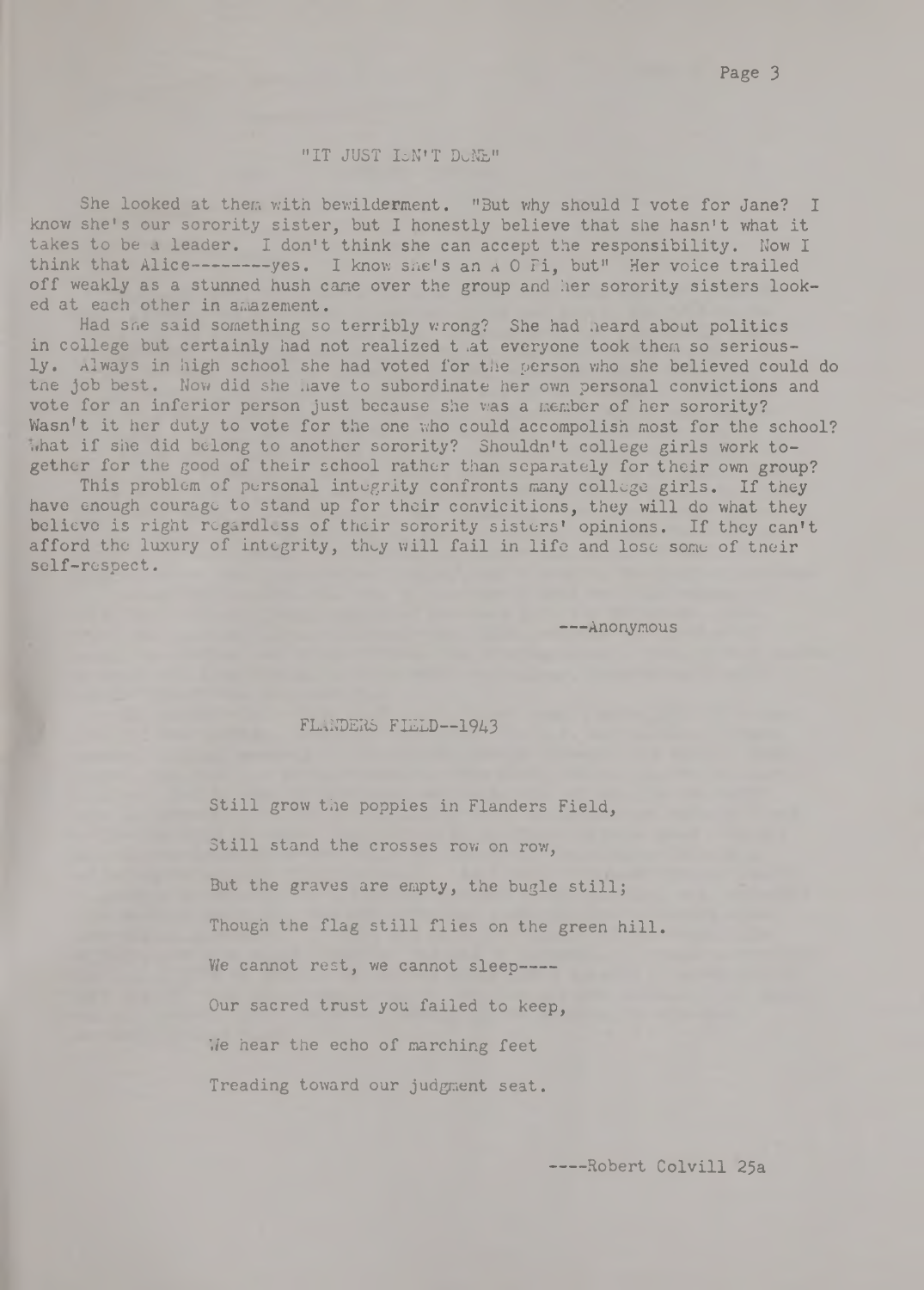## "IT JUST ISN'T DONE"

She looked at them with bewilderment. "But why should I vote for Jane? I know she's our sorority sister, but I honestly believe that she hasn't what it takes to be a leader. I don't think she can accept the responsibility. Now I think that Alice--------yes. I know she's an A O Pi, but" Her voice trailed off weakly as a stunned hush came over the group and her sorority sisters looked at each other in amazement.

Had she said something so terribly wrong? She had heard about politics in college but certainly had not realized that everyone took them so seriously. Always in high school she had voted for the person who she believed could do the job best. Now did she have to subordinate her own personal convictions and vote for an inferior person just because she was a member of her sorority? Wasn't it her duty to vote for the one who could accompolish most for the school? What if she did belong to another sorority? Shouldn't college girls work together for the good of their school rather than separately for their own group?

This problem of personal integrity confronts many college girls. If they have enough courage to stand up for their convicitions, they will do what they believe is right regardless of their sorority sisters' opinions. If they can't afford the luxury of integrity, they will fail in life and lose some of their self-respect.

---Anonymous

## FLANDERS FIELD--1943

Still grow the poppies in Flanders Field,

Still stand the crosses row on row,

But the graves are empty, the bugle still;

Though the flag still flies on the green hill.

We cannot rest, we cannot sleep----

Our sacred trust you failed to keep,

We hear the echo of marching feet

Treading toward our judgment seat.

----Robert Colvill 25a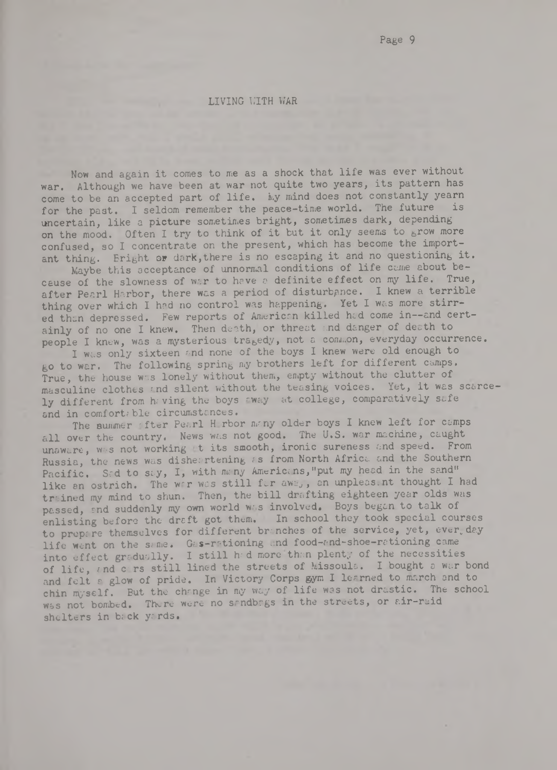# LIVING WITH WAR

Now and again it comes to me as a shock that life was ever without war. Although we have been at war not quite two years, its pattern has come to be an accepted part of life. My mind does not constantly yearn for the past. I seldom remember the peace-time world. The future is uncertain, like a picture sometimes bright, sometimes dark, depending on the mood. Often I try to think of it but it only seems to grow more confused, so I concentrate on the present, which has become the important thing. Bright or dark, there is no escaping it and no questioning it.

Maybe this acceptance of unnormal conditions of life came about because of the slowness of war to have a definite effect on my life. True, after Pearl Harbor, there was a period of disturbance. I knew a terrible thing over which I had no control was happening. Yet I was more stirred than depressed. Few reports of American killed had come in--and certainly of no one I knew. Then death, or threat and danger of death to people I knew, was a mysterious tragedy, not a common, everyday occurrence.

I was only sixteen and none of the boys I knew were old enough to go to war. The following spring my brothers left for different camps. True, the house was lonely without them, empty without the clutter of masculine clothes and silent without the teasing voices. Yet, it was scarcely different from having the boys away at college, comparatively safe and in comfortable circumstances.

The summer after Pearl Harbor many older boys I knew left for camps all over the country. News was not good. The U.S. war machine, caught unaware, was not working at its smooth, ironic sureness and speed. From Russia, the news was disheartening as from North Africa and the Southern Pacific. Sad to say, I, with many Americans,"put my head in the sand" like an ostrich. The war was still far away, an unpleasant thought I had trained my mind to shun. Then, the bill drafting eighteen year olds was passed, and suddenly my own world was involved. Boys began to talk of enlisting before the draft got them. In school they took special courses to prepare themselves for different branches of the service, yet, every day life went on the same. Gas-rationing and food-and-shoe-rationing came into effect gradually. I still had more than plenty of the necessities of life, and cars still lined the streets of Missoula. I bought a war bond and felt a glow of pride. In Victory Corps gym I learned to march and to chin myself. But the change in my way of life was not drastic. The school was not bombed. There were no sandbags in the streets, or air-raid shelters in back yards.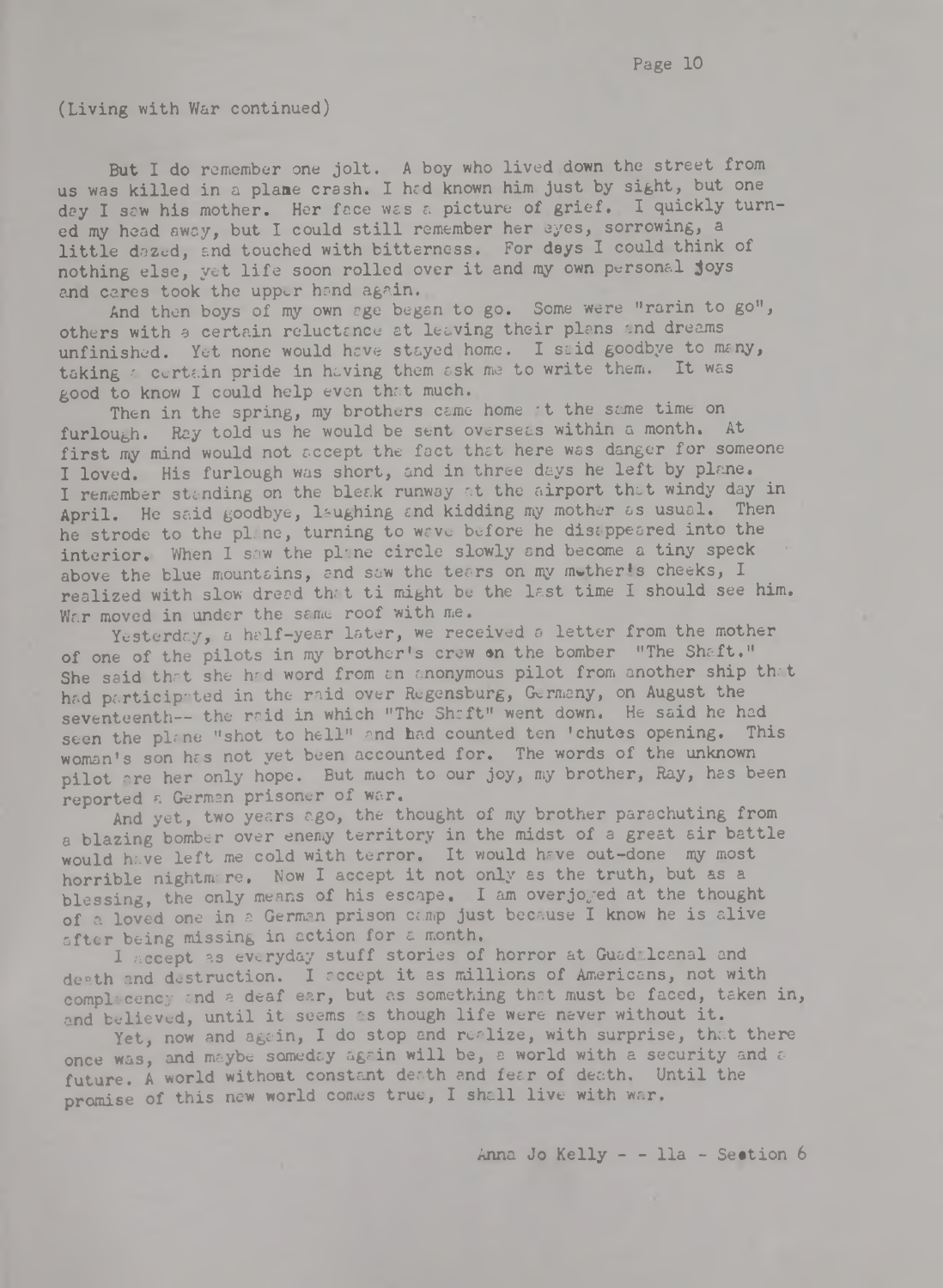(Living with War continued)

But I do remember one jolt. A boy who lived down the street from us was killed in a plane crash. I had known him just by sight, but one day I saw his mother. Her face was a picture of grief. I quickly turned my head away, but I could still remember her eyes, sorrowing, a little dazed, and touched with bitterness. For days I could think of nothing else, yet life soon rolled over it and my own personal joys and cares took the upper hand again.

And then boys of my own age began to go. Some were "rarin to go", others with a certain reluctance at leaving their plans and dreams unfinished. Yet none would have stayed home. I said goodbye to many, taking a certain pride in having them ask me to write them. It was good to know I could help even that much.

Then in the spring, my brothers came home at the same time on furlough. Ray told us he would be sent overseas within a month. At first my mind would not accept the fact that here was danger for someone I loved. His furlough was short, and in three days he left by plane. I remember standing on the bleak runway at the airport that windy day in April. He said goodbye, laughing and kidding my mother as usual. Then he strode to the plane, turning to wave before he disappeared into the interior. When I saw the plane circle slowly and become a tiny speck above the blue mountains, and saw the tears on my mother's cheeks, I realized with slow dread that ti might be the last time I should see him. War moved in under the same roof with me.

Yesterday, a half-year later, we received a letter from the mother of one of the pilots in my brother's crew on the bomber "The Shaft." She said that she had word from an anonymous pilot from another ship that had participated in the raid over Regensburg, Germany, on August the seventeenth-- the raid in which "The Shaft" went down. He said he had seen the plane "shot to hell" and had counted ten 'chutes opening. This woman's son has not yet been accounted for. The words of the unknown pilot are her only hope. But much to our joy, my brother, Ray, has been reported a German prisoner of war.

And yet, two years ago, the thought of my brother parachuting from a blazing bomber over enemy territory in the midst of a great air battle would have left me cold with terror. It would have out-done my most horrible nightmare. Now I accept it not only as the truth, but as a blessing, the only means of his escape. I am overjoyed at the thought of a loved one in a German prison camp just because I know he is alive after being missing in action for a month.

I accept as everyday stuff stories of horror at Guadalcanal and death and destruction. I accept it as millions of Americans, not with complacency and a deaf ear, but as something that must be faced, taken in, and believed, until it seems as though life were never without it.

Yet, now and again, I do stop and realize, with surprise, that there once was, and maybe someday again will be, a world with a security and a future. A world without constant death and fear of death. Until the promise of this new world comes true, I shall live with war.

Anna Jo Kelly - - 11a - Section 6